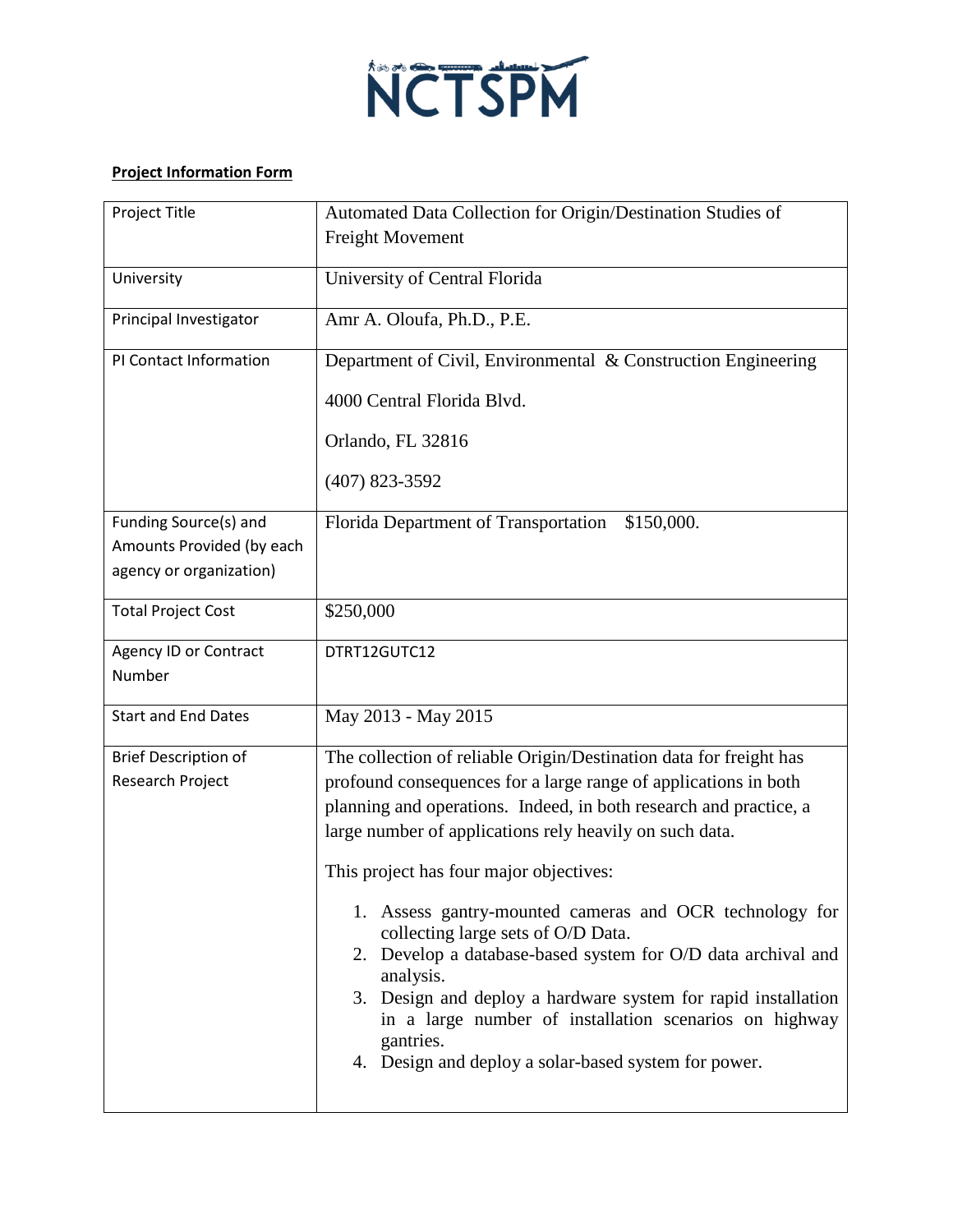NCTSPM

**Project Information Form**

| | |
|---|---|
| Project Title | Automated Data Collection for Origin/Destination Studies of Freight Movement |
| University | University of Central Florida |
| Principal Investigator | Amr A. Oloufa, Ph.D., P.E. |
| PI Contact Information | Department of Civil, Environmental & Construction Engineering<br><br>4000 Central Florida Blvd.<br><br>Orlando, FL 32816<br><br>(407) 823-3592 |
| Funding Source(s) and Amounts Provided (by each agency or organization) | Florida Department of Transportation $150,000. |
| Total Project Cost | $250,000 |
| Agency ID or Contract Number | DTRT12GUTC12 |
| Start and End Dates | May 2013 - May 2015 |
| Brief Description of Research Project | The collection of reliable Origin/Destination data for freight has profound consequences for a large range of applications in both planning and operations. Indeed, in both research and practice, a large number of applications rely heavily on such data.<br><br>This project has four major objectives:<br><br>1. Assess gantry-mounted cameras and OCR technology for collecting large sets of O/D Data.<br>2. Develop a database-based system for O/D data archival and analysis.<br>3. Design and deploy a hardware system for rapid installation in a large number of installation scenarios on highway gantries.<br>4. Design and deploy a solar-based system for power. |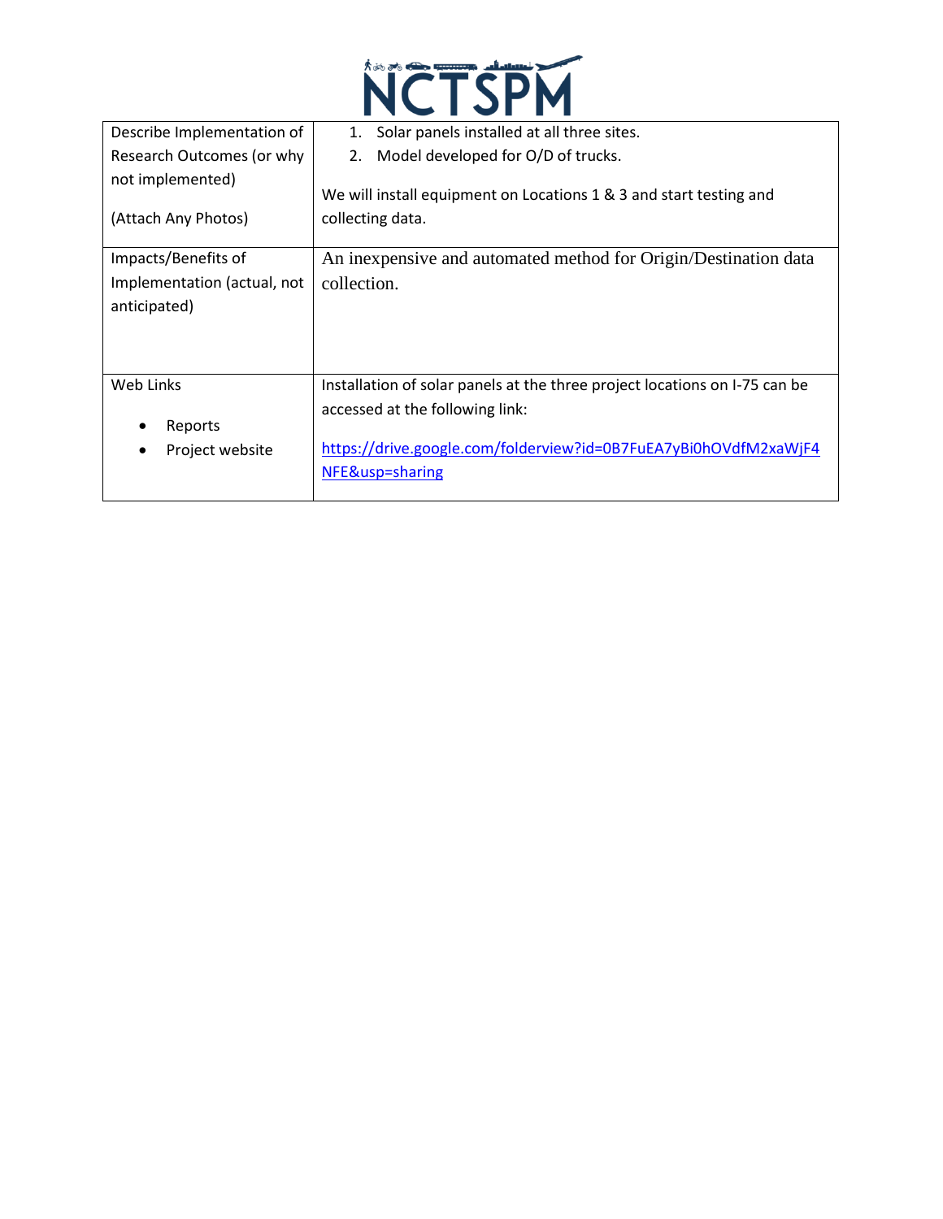| | |
|---|---|
| Describe Implementation of Research Outcomes (or why not implemented)<br><br>(Attach Any Photos) | 1. Solar panels installed at all three sites.<br>2. Model developed for O/D of trucks.<br><br>We will install equipment on Locations 1 & 3 and start testing and collecting data. |
| Impacts/Benefits of Implementation (actual, not anticipated) | An inexpensive and automated method for Origin/Destination data collection. |
| Web Links<br><br>• Reports<br>• Project website | Installation of solar panels at the three project locations on I-75 can be accessed at the following link:<br><br>https://drive.google.com/folderview?id=0B7FuEA7yBi0hOVdfM2xaWjF4NFE&usp=sharing |